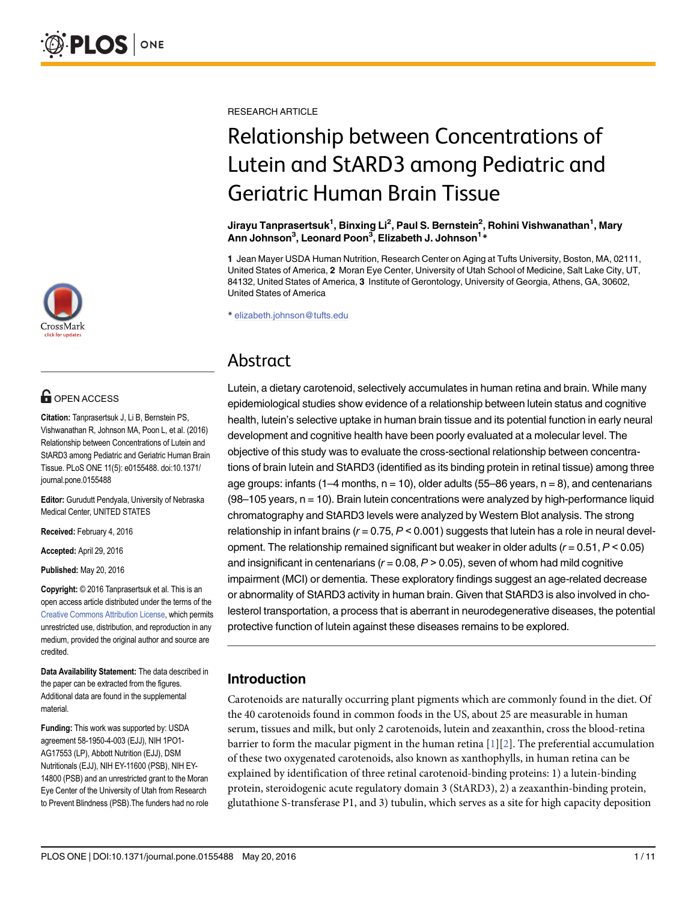RESEARCH ARTICLE

# Relationship between Concentrations of Lutein and StARD3 among Pediatric and Geriatric Human Brain Tissue

**Jirayu Tanprasertsuk[1], Binxing Li[2], Paul S. Bernstein[2], Rohini Vishwanathan[1], Mary Ann Johnson[3], Leonard Poon[3], Elizabeth J. Johnson[1]***

**1** Jean Mayer USDA Human Nutrition, Research Center on Aging at Tufts University, Boston, MA, 02111, United States of America, **2** Moran Eye Center, University of Utah School of Medicine, Salt Lake City, UT, 84132, United States of America, **3** Institute of Gerontology, University of Georgia, Athens, GA, 30602, United States of America

* elizabeth.johnson@tufts.edu

OPEN ACCESS

**Citation:** Tanprasertsuk J, Li B, Bernstein PS, Vishwanathan R, Johnson MA, Poon L, et al. (2016) Relationship between Concentrations of Lutein and StARD3 among Pediatric and Geriatric Human Brain Tissue. PLoS ONE 11(5): e0155488. doi:10.1371/journal.pone.0155488

**Editor:** Gurudutt Pendyala, University of Nebraska Medical Center, UNITED STATES

**Received:** February 4, 2016

**Accepted:** April 29, 2016

**Published:** May 20, 2016

**Copyright:** © 2016 Tanprasertsuk et al. This is an open access article distributed under the terms of the Creative Commons Attribution License, which permits unrestricted use, distribution, and reproduction in any medium, provided the original author and source are credited.

**Data Availability Statement:** The data described in the paper can be extracted from the figures. Additional data are found in the supplemental material.

**Funding:** This work was supported by: USDA agreement 58-1950-4-003 (EJJ), NIH 1PO1-AG17553 (LP), Abbott Nutrition (EJJ), DSM Nutritionals (EJJ), NIH EY-11600 (PSB), NIH EY-14800 (PSB) and an unrestricted grant to the Moran Eye Center of the University of Utah from Research to Prevent Blindness (PSB).The funders had no role

## Abstract

Lutein, a dietary carotenoid, selectively accumulates in human retina and brain. While many epidemiological studies show evidence of a relationship between lutein status and cognitive health, lutein's selective uptake in human brain tissue and its potential function in early neural development and cognitive health have been poorly evaluated at a molecular level. The objective of this study was to evaluate the cross-sectional relationship between concentrations of brain lutein and StARD3 (identified as its binding protein in retinal tissue) among three age groups: infants (1–4 months, n = 10), older adults (55–86 years, n = 8), and centenarians (98–105 years, n = 10). Brain lutein concentrations were analyzed by high-performance liquid chromatography and StARD3 levels were analyzed by Western Blot analysis. The strong relationship in infant brains ($r = 0.75$, $P < 0.001$) suggests that lutein has a role in neural development. The relationship remained significant but weaker in older adults ($r = 0.51$, $P < 0.05$) and insignificant in centenarians ($r = 0.08$, $P > 0.05$), seven of whom had mild cognitive impairment (MCI) or dementia. These exploratory findings suggest an age-related decrease or abnormality of StARD3 activity in human brain. Given that StARD3 is also involved in cholesterol transportation, a process that is aberrant in neurodegenerative diseases, the potential protective function of lutein against these diseases remains to be explored.

## Introduction

Carotenoids are naturally occurring plant pigments which are commonly found in the diet. Of the 40 carotenoids found in common foods in the US, about 25 are measurable in human serum, tissues and milk, but only 2 carotenoids, lutein and zeaxanthin, cross the blood-retina barrier to form the macular pigment in the human retina [1][2]. The preferential accumulation of these two oxygenated carotenoids, also known as xanthophylls, in human retina can be explained by identification of three retinal carotenoid-binding proteins: 1) a lutein-binding protein, steroidogenic acute regulatory domain 3 (StARD3), 2) a zeaxanthin-binding protein, glutathione S-transferase P1, and 3) tubulin, which serves as a site for high capacity deposition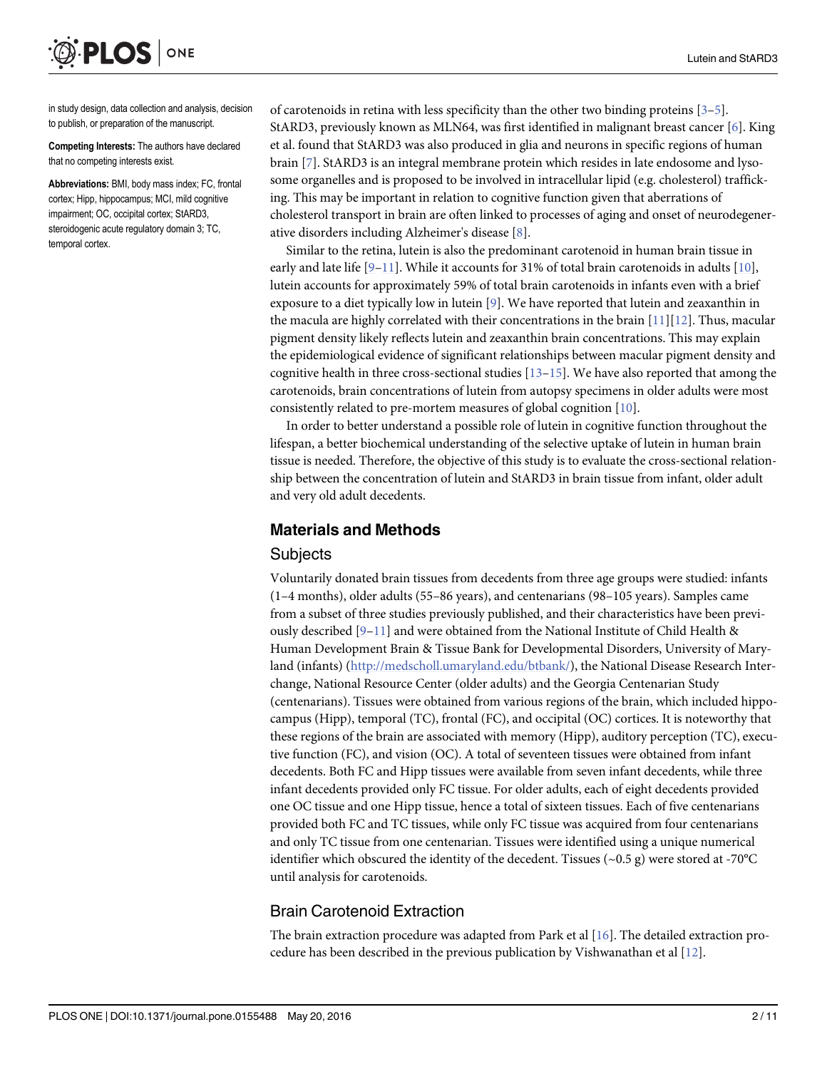in study design, data collection and analysis, decision to publish, or preparation of the manuscript.

**Competing Interests:** The authors have declared that no competing interests exist.

**Abbreviations:** BMI, body mass index; FC, frontal cortex; Hipp, hippocampus; MCI, mild cognitive impairment; OC, occipital cortex; StARD3, steroidogenic acute regulatory domain 3; TC, temporal cortex.

of carotenoids in retina with less specificity than the other two binding proteins [3–5]. StARD3, previously known as MLN64, was first identified in malignant breast cancer [6]. King et al. found that StARD3 was also produced in glia and neurons in specific regions of human brain [7]. StARD3 is an integral membrane protein which resides in late endosome and lysosome organelles and is proposed to be involved in intracellular lipid (e.g. cholesterol) trafficking. This may be important in relation to cognitive function given that aberrations of cholesterol transport in brain are often linked to processes of aging and onset of neurodegenerative disorders including Alzheimer's disease [8].

Similar to the retina, lutein is also the predominant carotenoid in human brain tissue in early and late life [9–11]. While it accounts for 31% of total brain carotenoids in adults [10], lutein accounts for approximately 59% of total brain carotenoids in infants even with a brief exposure to a diet typically low in lutein [9]. We have reported that lutein and zeaxanthin in the macula are highly correlated with their concentrations in the brain [11][12]. Thus, macular pigment density likely reflects lutein and zeaxanthin brain concentrations. This may explain the epidemiological evidence of significant relationships between macular pigment density and cognitive health in three cross-sectional studies [13–15]. We have also reported that among the carotenoids, brain concentrations of lutein from autopsy specimens in older adults were most consistently related to pre-mortem measures of global cognition [10].

In order to better understand a possible role of lutein in cognitive function throughout the lifespan, a better biochemical understanding of the selective uptake of lutein in human brain tissue is needed. Therefore, the objective of this study is to evaluate the cross-sectional relationship between the concentration of lutein and StARD3 in brain tissue from infant, older adult and very old adult decedents.

## Materials and Methods

### Subjects

Voluntarily donated brain tissues from decedents from three age groups were studied: infants (1–4 months), older adults (55–86 years), and centenarians (98–105 years). Samples came from a subset of three studies previously published, and their characteristics have been previously described [9–11] and were obtained from the National Institute of Child Health & Human Development Brain & Tissue Bank for Developmental Disorders, University of Maryland (infants) (http://medscholl.umaryland.edu/btbank/), the National Disease Research Interchange, National Resource Center (older adults) and the Georgia Centenarian Study (centenarians). Tissues were obtained from various regions of the brain, which included hippocampus (Hipp), temporal (TC), frontal (FC), and occipital (OC) cortices. It is noteworthy that these regions of the brain are associated with memory (Hipp), auditory perception (TC), executive function (FC), and vision (OC). A total of seventeen tissues were obtained from infant decedents. Both FC and Hipp tissues were available from seven infant decedents, while three infant decedents provided only FC tissue. For older adults, each of eight decedents provided one OC tissue and one Hipp tissue, hence a total of sixteen tissues. Each of five centenarians provided both FC and TC tissues, while only FC tissue was acquired from four centenarians and only TC tissue from one centenarian. Tissues were identified using a unique numerical identifier which obscured the identity of the decedent. Tissues (~0.5 g) were stored at -70°C until analysis for carotenoids.

### Brain Carotenoid Extraction

The brain extraction procedure was adapted from Park et al [16]. The detailed extraction procedure has been described in the previous publication by Vishwanathan et al [12].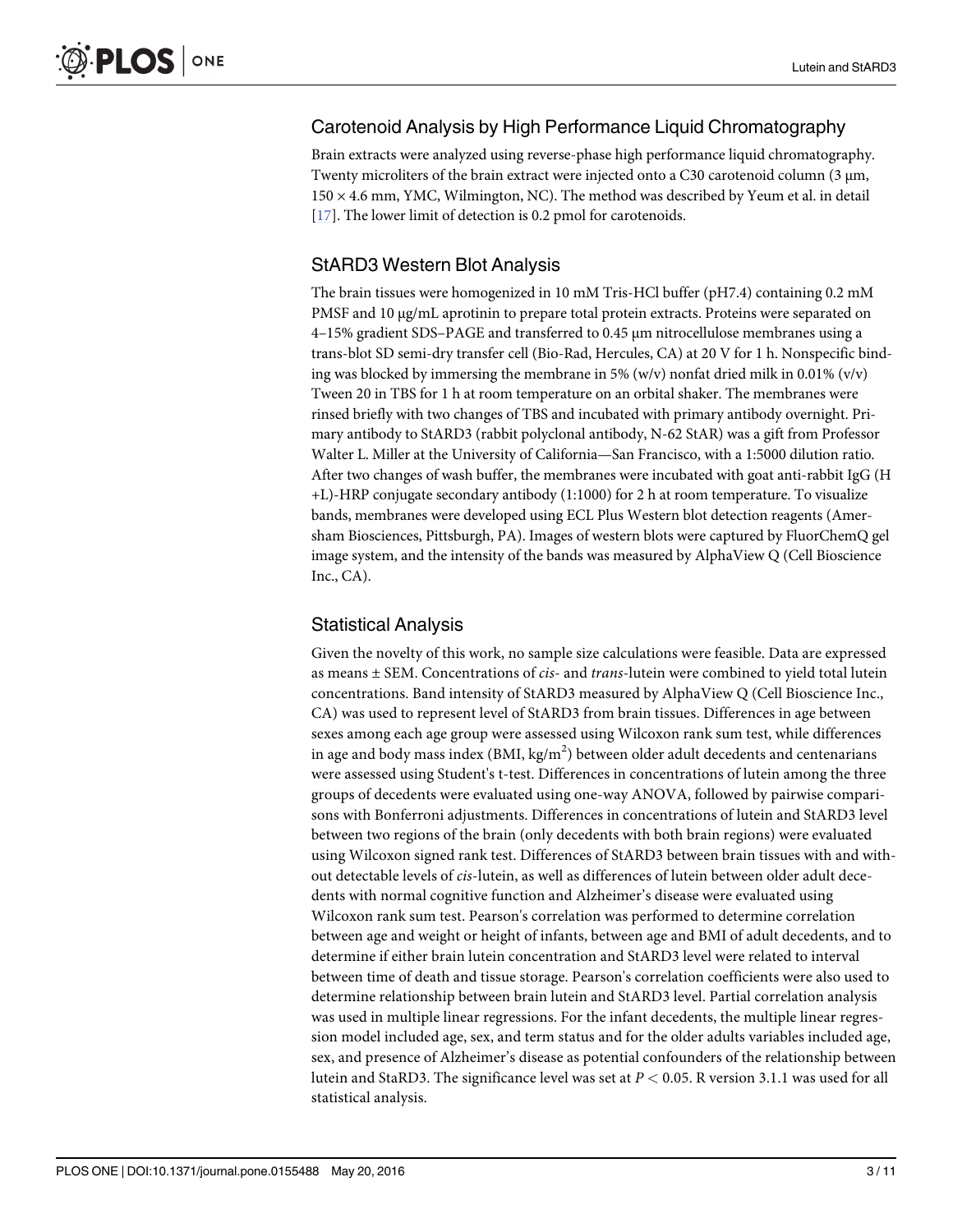## Carotenoid Analysis by High Performance Liquid Chromatography

Brain extracts were analyzed using reverse-phase high performance liquid chromatography. Twenty microliters of the brain extract were injected onto a C30 carotenoid column (3 μm, 150 × 4.6 mm, YMC, Wilmington, NC). The method was described by Yeum et al. in detail [17]. The lower limit of detection is 0.2 pmol for carotenoids.

## StARD3 Western Blot Analysis

The brain tissues were homogenized in 10 mM Tris-HCl buffer (pH7.4) containing 0.2 mM PMSF and 10 μg/mL aprotinin to prepare total protein extracts. Proteins were separated on 4–15% gradient SDS–PAGE and transferred to 0.45 μm nitrocellulose membranes using a trans-blot SD semi-dry transfer cell (Bio-Rad, Hercules, CA) at 20 V for 1 h. Nonspecific binding was blocked by immersing the membrane in 5% (w/v) nonfat dried milk in 0.01% (v/v) Tween 20 in TBS for 1 h at room temperature on an orbital shaker. The membranes were rinsed briefly with two changes of TBS and incubated with primary antibody overnight. Primary antibody to StARD3 (rabbit polyclonal antibody, N-62 StAR) was a gift from Professor Walter L. Miller at the University of California—San Francisco, with a 1:5000 dilution ratio. After two changes of wash buffer, the membranes were incubated with goat anti-rabbit IgG (H+L)-HRP conjugate secondary antibody (1:1000) for 2 h at room temperature. To visualize bands, membranes were developed using ECL Plus Western blot detection reagents (Amersham Biosciences, Pittsburgh, PA). Images of western blots were captured by FluorChemQ gel image system, and the intensity of the bands was measured by AlphaView Q (Cell Bioscience Inc., CA).

## Statistical Analysis

Given the novelty of this work, no sample size calculations were feasible. Data are expressed as means ± SEM. Concentrations of *cis*- and *trans*-lutein were combined to yield total lutein concentrations. Band intensity of StARD3 measured by AlphaView Q (Cell Bioscience Inc., CA) was used to represent level of StARD3 from brain tissues. Differences in age between sexes among each age group were assessed using Wilcoxon rank sum test, while differences in age and body mass index (BMI, $kg/m^2$) between older adult decedents and centenarians were assessed using Student's t-test. Differences in concentrations of lutein among the three groups of decedents were evaluated using one-way ANOVA, followed by pairwise comparisons with Bonferroni adjustments. Differences in concentrations of lutein and StARD3 level between two regions of the brain (only decedents with both brain regions) were evaluated using Wilcoxon signed rank test. Differences of StARD3 between brain tissues with and without detectable levels of *cis*-lutein, as well as differences of lutein between older adult decedents with normal cognitive function and Alzheimer's disease were evaluated using Wilcoxon rank sum test. Pearson's correlation was performed to determine correlation between age and weight or height of infants, between age and BMI of adult decedents, and to determine if either brain lutein concentration and StARD3 level were related to interval between time of death and tissue storage. Pearson's correlation coefficients were also used to determine relationship between brain lutein and StARD3 level. Partial correlation analysis was used in multiple linear regressions. For the infant decedents, the multiple linear regression model included age, sex, and term status and for the older adults variables included age, sex, and presence of Alzheimer's disease as potential confounders of the relationship between lutein and StaRD3. The significance level was set at $P < 0.05$. R version 3.1.1 was used for all statistical analysis.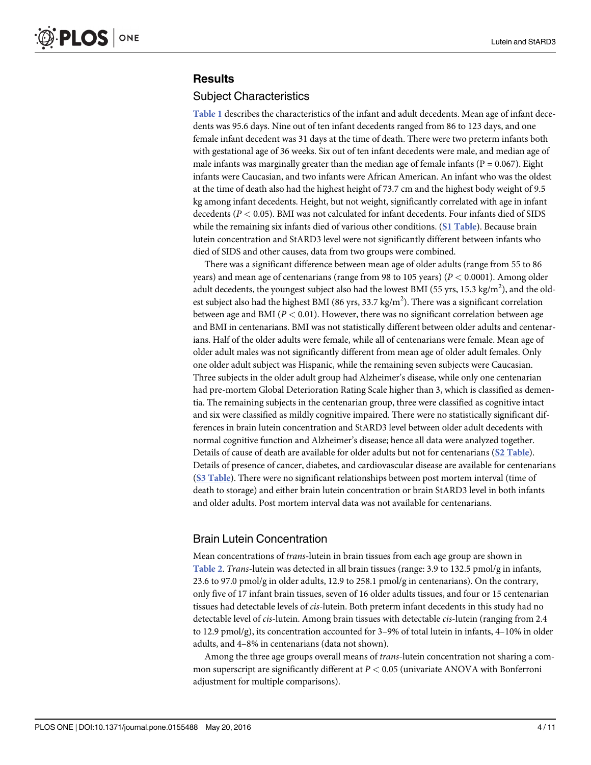## Results

### Subject Characteristics

Table 1 describes the characteristics of the infant and adult decedents. Mean age of infant decedents was 95.6 days. Nine out of ten infant decedents ranged from 86 to 123 days, and one female infant decedent was 31 days at the time of death. There were two preterm infants both with gestational age of 36 weeks. Six out of ten infant decedents were male, and median age of male infants was marginally greater than the median age of female infants ($P = 0.067$). Eight infants were Caucasian, and two infants were African American. An infant who was the oldest at the time of death also had the highest height of 73.7 cm and the highest body weight of 9.5 kg among infant decedents. Height, but not weight, significantly correlated with age in infant decedents ($P < 0.05$). BMI was not calculated for infant decedents. Four infants died of SIDS while the remaining six infants died of various other conditions. (S1 Table). Because brain lutein concentration and StARD3 level were not significantly different between infants who died of SIDS and other causes, data from two groups were combined.

There was a significant difference between mean age of older adults (range from 55 to 86 years) and mean age of centenarians (range from 98 to 105 years) ($P < 0.0001$). Among older adult decedents, the youngest subject also had the lowest BMI (55 yrs, 15.3 kg/m$^2$), and the oldest subject also had the highest BMI (86 yrs, 33.7 kg/m$^2$). There was a significant correlation between age and BMI ($P < 0.01$). However, there was no significant correlation between age and BMI in centenarians. BMI was not statistically different between older adults and centenarians. Half of the older adults were female, while all of centenarians were female. Mean age of older adult males was not significantly different from mean age of older adult females. Only one older adult subject was Hispanic, while the remaining seven subjects were Caucasian. Three subjects in the older adult group had Alzheimer's disease, while only one centenarian had pre-mortem Global Deterioration Rating Scale higher than 3, which is classified as dementia. The remaining subjects in the centenarian group, three were classified as cognitive intact and six were classified as mildly cognitive impaired. There were no statistically significant differences in brain lutein concentration and StARD3 level between older adult decedents with normal cognitive function and Alzheimer's disease; hence all data were analyzed together. Details of cause of death are available for older adults but not for centenarians (S2 Table). Details of presence of cancer, diabetes, and cardiovascular disease are available for centenarians (S3 Table). There were no significant relationships between post mortem interval (time of death to storage) and either brain lutein concentration or brain StARD3 level in both infants and older adults. Post mortem interval data was not available for centenarians.

### Brain Lutein Concentration

Mean concentrations of *trans*-lutein in brain tissues from each age group are shown in Table 2. *Trans*-lutein was detected in all brain tissues (range: 3.9 to 132.5 pmol/g in infants, 23.6 to 97.0 pmol/g in older adults, 12.9 to 258.1 pmol/g in centenarians). On the contrary, only five of 17 infant brain tissues, seven of 16 older adults tissues, and four or 15 centenarian tissues had detectable levels of *cis*-lutein. Both preterm infant decedents in this study had no detectable level of *cis*-lutein. Among brain tissues with detectable *cis*-lutein (ranging from 2.4 to 12.9 pmol/g), its concentration accounted for 3–9% of total lutein in infants, 4–10% in older adults, and 4–8% in centenarians (data not shown).

Among the three age groups overall means of *trans*-lutein concentration not sharing a common superscript are significantly different at $P < 0.05$ (univariate ANOVA with Bonferroni adjustment for multiple comparisons).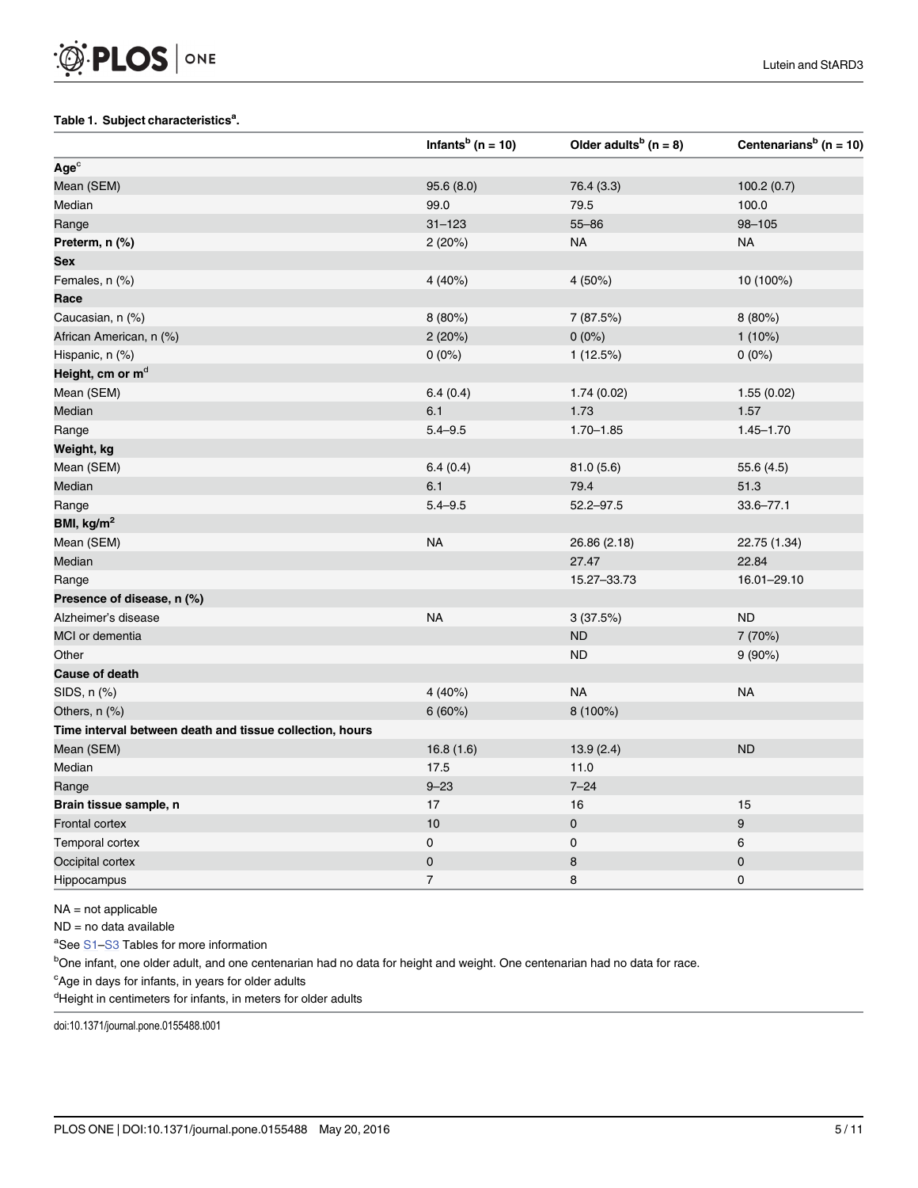**Table 1. Subject characteristics[a].**

| | Infants[b] (n = 10) | Older adults[b] (n = 8) | Centenarians[b] (n = 10) |
|---|---|---|---|
| **Age[c]** | | | |
| Mean (SEM) | 95.6 (8.0) | 76.4 (3.3) | 100.2 (0.7) |
| Median | 99.0 | 79.5 | 100.0 |
| Range | 31–123 | 55–86 | 98–105 |
| **Preterm, n (%)** | 2 (20%) | NA | NA |
| **Sex** | | | |
| Females, n (%) | 4 (40%) | 4 (50%) | 10 (100%) |
| **Race** | | | |
| Caucasian, n (%) | 8 (80%) | 7 (87.5%) | 8 (80%) |
| African American, n (%) | 2 (20%) | 0 (0%) | 1 (10%) |
| Hispanic, n (%) | 0 (0%) | 1 (12.5%) | 0 (0%) |
| **Height, cm or m[d]** | | | |
| Mean (SEM) | 6.4 (0.4) | 1.74 (0.02) | 1.55 (0.02) |
| Median | 6.1 | 1.73 | 1.57 |
| Range | 5.4–9.5 | 1.70–1.85 | 1.45–1.70 |
| **Weight, kg** | | | |
| Mean (SEM) | 6.4 (0.4) | 81.0 (5.6) | 55.6 (4.5) |
| Median | 6.1 | 79.4 | 51.3 |
| Range | 5.4–9.5 | 52.2–97.5 | 33.6–77.1 |
| **BMI, kg/m²** | | | |
| Mean (SEM) | NA | 26.86 (2.18) | 22.75 (1.34) |
| Median | | 27.47 | 22.84 |
| Range | | 15.27–33.73 | 16.01–29.10 |
| **Presence of disease, n (%)** | | | |
| Alzheimer's disease | NA | 3 (37.5%) | ND |
| MCI or dementia | | ND | 7 (70%) |
| Other | | ND | 9 (90%) |
| **Cause of death** | | | |
| SIDS, n (%) | 4 (40%) | NA | NA |
| Others, n (%) | 6 (60%) | 8 (100%) | |
| **Time interval between death and tissue collection, hours** | | | |
| Mean (SEM) | 16.8 (1.6) | 13.9 (2.4) | ND |
| Median | 17.5 | 11.0 | |
| Range | 9–23 | 7–24 | |
| **Brain tissue sample, n** | 17 | 16 | 15 |
| Frontal cortex | 10 | 0 | 9 |
| Temporal cortex | 0 | 0 | 6 |
| Occipital cortex | 0 | 8 | 0 |
| Hippocampus | 7 | 8 | 0 |

NA = not applicable

ND = no data available

[a]See S1–S3 Tables for more information

[b]One infant, one older adult, and one centenarian had no data for height and weight. One centenarian had no data for race.

[c]Age in days for infants, in years for older adults

[d]Height in centimeters for infants, in meters for older adults

doi:10.1371/journal.pone.0155488.t001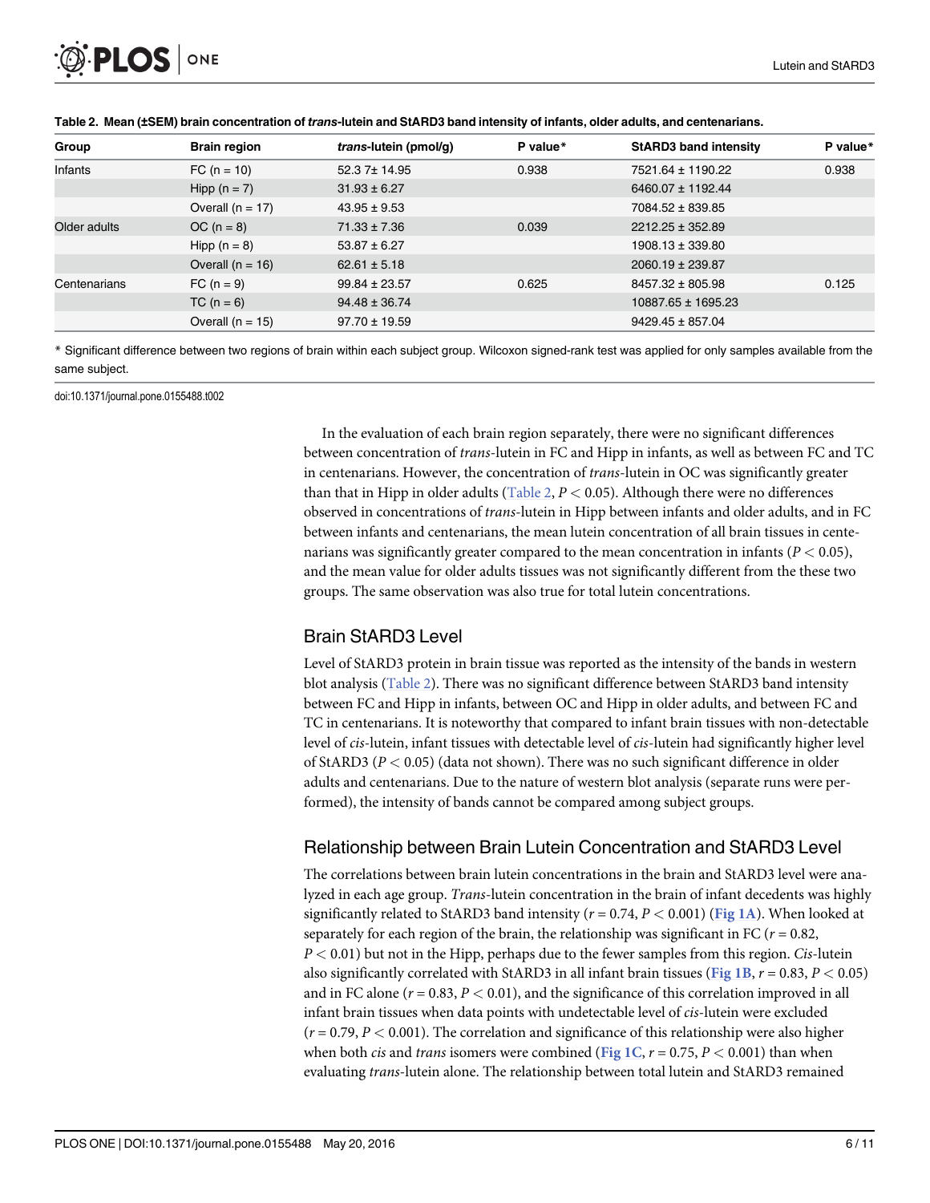**Table 2. Mean (±SEM) brain concentration of *trans*-lutein and StARD3 band intensity of infants, older adults, and centenarians.**

| Group | Brain region | *trans*-lutein (pmol/g) | P value* | StARD3 band intensity | P value* |
|---|---|---|---|---|---|
| Infants | FC (n = 10) | 52.3 7± 14.95 | 0.938 | 7521.64 ± 1190.22 | 0.938 |
| | Hipp (n = 7) | 31.93 ± 6.27 | | 6460.07 ± 1192.44 | |
| | Overall (n = 17) | 43.95 ± 9.53 | | 7084.52 ± 839.85 | |
| Older adults | OC (n = 8) | 71.33 ± 7.36 | 0.039 | 2212.25 ± 352.89 | |
| | Hipp (n = 8) | 53.87 ± 6.27 | | 1908.13 ± 339.80 | |
| | Overall (n = 16) | 62.61 ± 5.18 | | 2060.19 ± 239.87 | |
| Centenarians | FC (n = 9) | 99.84 ± 23.57 | 0.625 | 8457.32 ± 805.98 | 0.125 |
| | TC (n = 6) | 94.48 ± 36.74 | | 10887.65 ± 1695.23 | |
| | Overall (n = 15) | 97.70 ± 19.59 | | 9429.45 ± 857.04 | |

\* Significant difference between two regions of brain within each subject group. Wilcoxon signed-rank test was applied for only samples available from the same subject.

doi:10.1371/journal.pone.0155488.t002

In the evaluation of each brain region separately, there were no significant differences between concentration of *trans*-lutein in FC and Hipp in infants, as well as between FC and TC in centenarians. However, the concentration of *trans*-lutein in OC was significantly greater than that in Hipp in older adults (Table 2, $P < 0.05$). Although there were no differences observed in concentrations of *trans*-lutein in Hipp between infants and older adults, and in FC between infants and centenarians, the mean lutein concentration of all brain tissues in centenarians was significantly greater compared to the mean concentration in infants ($P < 0.05$), and the mean value for older adults tissues was not significantly different from the these two groups. The same observation was also true for total lutein concentrations.

## Brain StARD3 Level

Level of StARD3 protein in brain tissue was reported as the intensity of the bands in western blot analysis (Table 2). There was no significant difference between StARD3 band intensity between FC and Hipp in infants, between OC and Hipp in older adults, and between FC and TC in centenarians. It is noteworthy that compared to infant brain tissues with non-detectable level of *cis*-lutein, infant tissues with detectable level of *cis*-lutein had significantly higher level of StARD3 ($P < 0.05$) (data not shown). There was no such significant difference in older adults and centenarians. Due to the nature of western blot analysis (separate runs were performed), the intensity of bands cannot be compared among subject groups.

## Relationship between Brain Lutein Concentration and StARD3 Level

The correlations between brain lutein concentrations in the brain and StARD3 level were analyzed in each age group. *Trans*-lutein concentration in the brain of infant decedents was highly significantly related to StARD3 band intensity ($r = 0.74$, $P < 0.001$) (Fig 1A). When looked at separately for each region of the brain, the relationship was significant in FC ($r = 0.82$, $P < 0.01$) but not in the Hipp, perhaps due to the fewer samples from this region. *Cis*-lutein also significantly correlated with StARD3 in all infant brain tissues (Fig 1B, $r = 0.83$, $P < 0.05$) and in FC alone ($r = 0.83$, $P < 0.01$), and the significance of this correlation improved in all infant brain tissues when data points with undetectable level of *cis*-lutein were excluded ($r = 0.79$, $P < 0.001$). The correlation and significance of this relationship were also higher when both *cis* and *trans* isomers were combined (Fig 1C, $r = 0.75$, $P < 0.001$) than when evaluating *trans*-lutein alone. The relationship between total lutein and StARD3 remained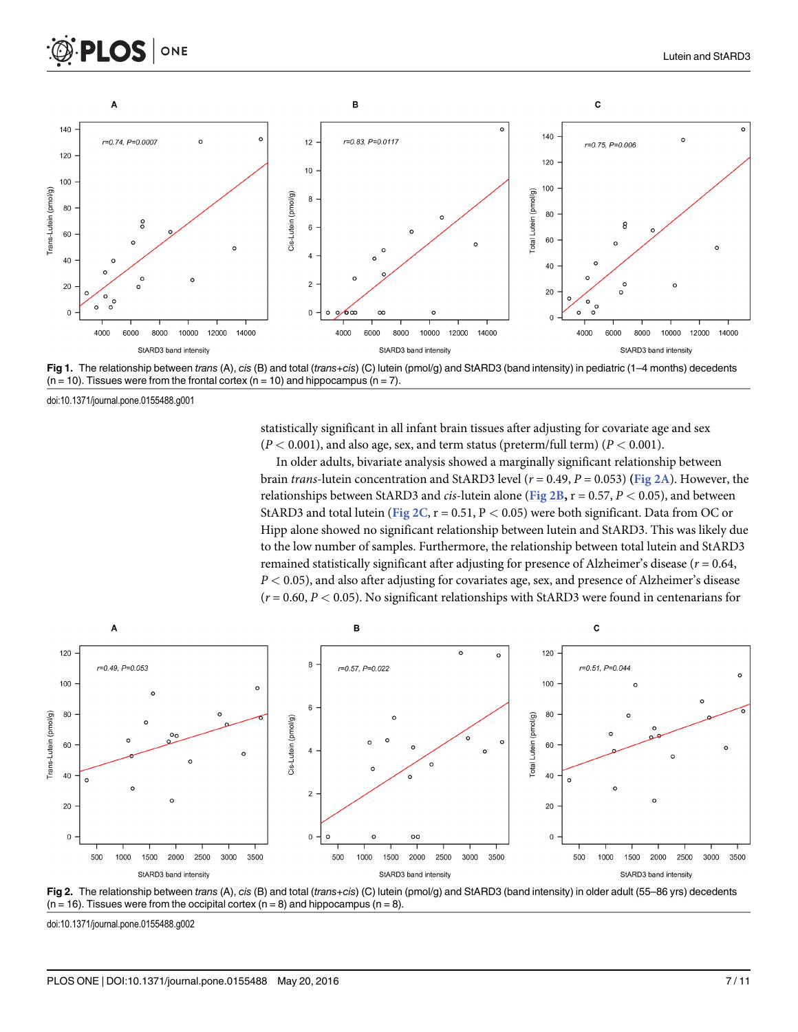Fig 1. The relationship between *trans* (A), *cis* (B) and total (*trans*+*cis*) (C) lutein (pmol/g) and StARD3 (band intensity) in pediatric (1–4 months) decedents (n = 10). Tissues were from the frontal cortex (n = 10) and hippocampus (n = 7).

doi:10.1371/journal.pone.0155488.g001

statistically significant in all infant brain tissues after adjusting for covariate age and sex ($P < 0.001$), and also age, sex, and term status (preterm/full term) ($P < 0.001$).

In older adults, bivariate analysis showed a marginally significant relationship between brain *trans*-lutein concentration and StARD3 level ($r = 0.49$, $P = 0.053$) (Fig 2A). However, the relationships between StARD3 and *cis*-lutein alone (Fig 2B, r = 0.57, $P < 0.05$), and between StARD3 and total lutein (Fig 2C, r = 0.51, $P < 0.05$) were both significant. Data from OC or Hipp alone showed no significant relationship between lutein and StARD3. This was likely due to the low number of samples. Furthermore, the relationship between total lutein and StARD3 remained statistically significant after adjusting for presence of Alzheimer's disease ($r = 0.64$, $P < 0.05$), and also after adjusting for covariates age, sex, and presence of Alzheimer's disease ($r = 0.60$, $P < 0.05$). No significant relationships with StARD3 were found in centenarians for

Fig 2. The relationship between *trans* (A), *cis* (B) and total (*trans*+*cis*) (C) lutein (pmol/g) and StARD3 (band intensity) in older adult (55–86 yrs) decedents (n = 16). Tissues were from the occipital cortex (n = 8) and hippocampus (n = 8).

doi:10.1371/journal.pone.0155488.g002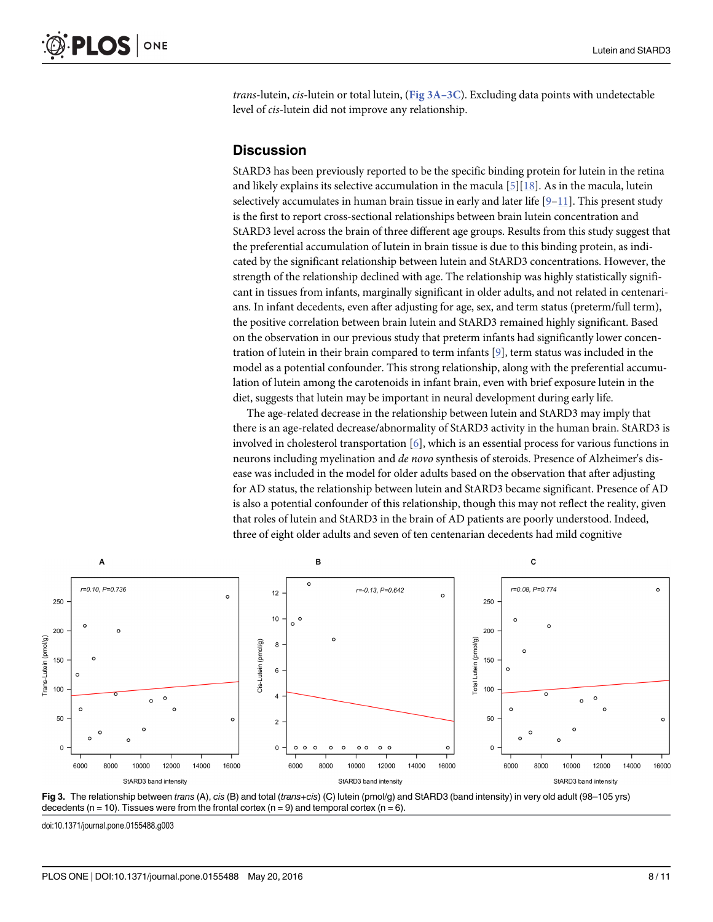*trans*-lutein, *cis*-lutein or total lutein, (Fig 3A–3C). Excluding data points with undetectable level of *cis*-lutein did not improve any relationship.

## Discussion

StARD3 has been previously reported to be the specific binding protein for lutein in the retina and likely explains its selective accumulation in the macula [5][18]. As in the macula, lutein selectively accumulates in human brain tissue in early and later life [9–11]. This present study is the first to report cross-sectional relationships between brain lutein concentration and StARD3 level across the brain of three different age groups. Results from this study suggest that the preferential accumulation of lutein in brain tissue is due to this binding protein, as indicated by the significant relationship between lutein and StARD3 concentrations. However, the strength of the relationship declined with age. The relationship was highly statistically significant in tissues from infants, marginally significant in older adults, and not related in centenarians. In infant decedents, even after adjusting for age, sex, and term status (preterm/full term), the positive correlation between brain lutein and StARD3 remained highly significant. Based on the observation in our previous study that preterm infants had significantly lower concentration of lutein in their brain compared to term infants [9], term status was included in the model as a potential confounder. This strong relationship, along with the preferential accumulation of lutein among the carotenoids in infant brain, even with brief exposure lutein in the diet, suggests that lutein may be important in neural development during early life.

The age-related decrease in the relationship between lutein and StARD3 may imply that there is an age-related decrease/abnormality of StARD3 activity in the human brain. StARD3 is involved in cholesterol transportation [6], which is an essential process for various functions in neurons including myelination and *de novo* synthesis of steroids. Presence of Alzheimer's disease was included in the model for older adults based on the observation that after adjusting for AD status, the relationship between lutein and StARD3 became significant. Presence of AD is also a potential confounder of this relationship, though this may not reflect the reality, given that roles of lutein and StARD3 in the brain of AD patients are poorly understood. Indeed, three of eight older adults and seven of ten centenarian decedents had mild cognitive

**Fig 3.** The relationship between *trans* (A), *cis* (B) and total (*trans+cis*) (C) lutein (pmol/g) and StARD3 (band intensity) in very old adult (98–105 yrs) decedents (n = 10). Tissues were from the frontal cortex (n = 9) and temporal cortex (n = 6).

doi:10.1371/journal.pone.0155488.g003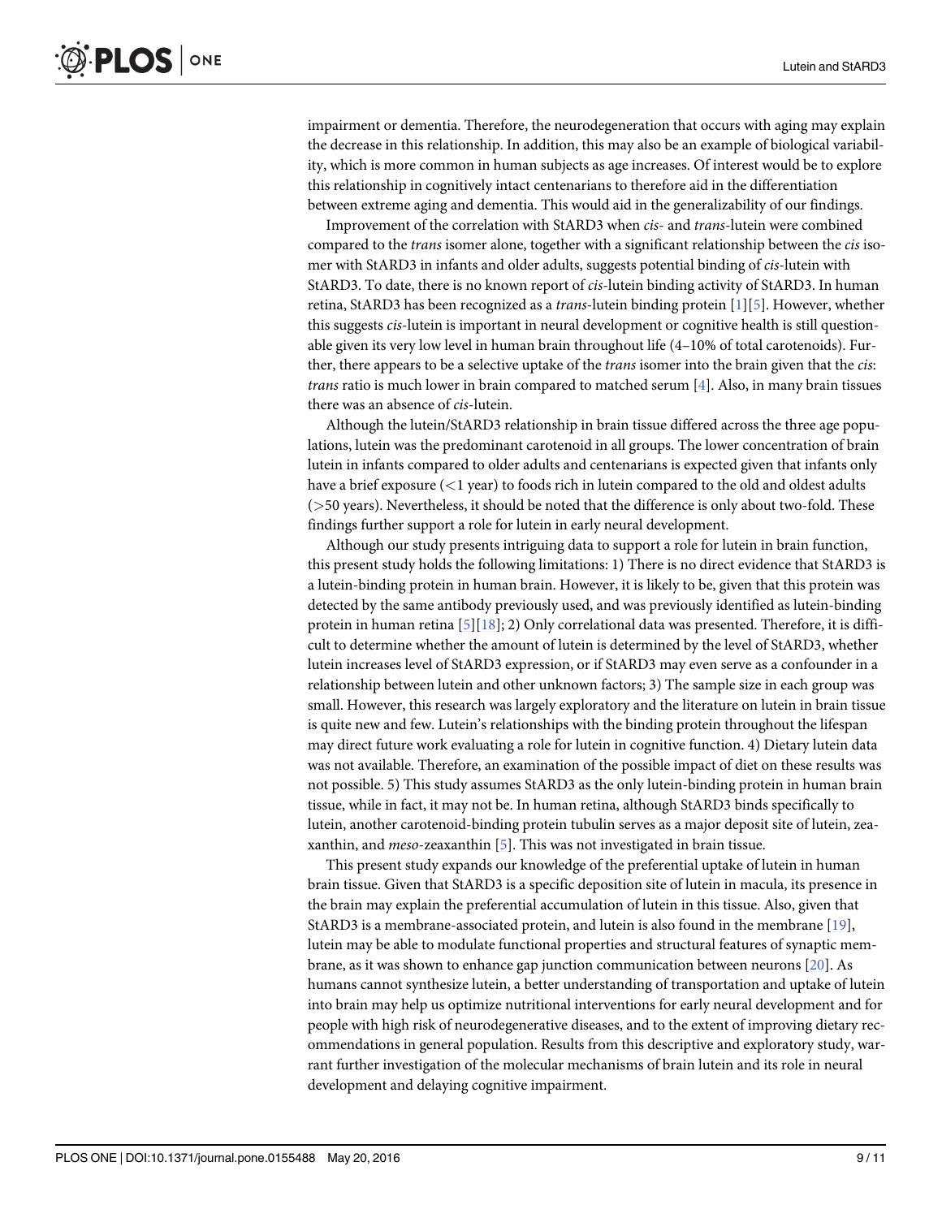impairment or dementia. Therefore, the neurodegeneration that occurs with aging may explain the decrease in this relationship. In addition, this may also be an example of biological variability, which is more common in human subjects as age increases. Of interest would be to explore this relationship in cognitively intact centenarians to therefore aid in the differentiation between extreme aging and dementia. This would aid in the generalizability of our findings.

Improvement of the correlation with StARD3 when *cis*- and *trans*-lutein were combined compared to the *trans* isomer alone, together with a significant relationship between the *cis* isomer with StARD3 in infants and older adults, suggests potential binding of *cis*-lutein with StARD3. To date, there is no known report of *cis*-lutein binding activity of StARD3. In human retina, StARD3 has been recognized as a *trans*-lutein binding protein [1][5]. However, whether this suggests *cis*-lutein is important in neural development or cognitive health is still questionable given its very low level in human brain throughout life (4–10% of total carotenoids). Further, there appears to be a selective uptake of the *trans* isomer into the brain given that the *cis*:*trans* ratio is much lower in brain compared to matched serum [4]. Also, in many brain tissues there was an absence of *cis*-lutein.

Although the lutein/StARD3 relationship in brain tissue differed across the three age populations, lutein was the predominant carotenoid in all groups. The lower concentration of brain lutein in infants compared to older adults and centenarians is expected given that infants only have a brief exposure ($<$1 year) to foods rich in lutein compared to the old and oldest adults ($>$50 years). Nevertheless, it should be noted that the difference is only about two-fold. These findings further support a role for lutein in early neural development.

Although our study presents intriguing data to support a role for lutein in brain function, this present study holds the following limitations: 1) There is no direct evidence that StARD3 is a lutein-binding protein in human brain. However, it is likely to be, given that this protein was detected by the same antibody previously used, and was previously identified as lutein-binding protein in human retina [5][18]; 2) Only correlational data was presented. Therefore, it is difficult to determine whether the amount of lutein is determined by the level of StARD3, whether lutein increases level of StARD3 expression, or if StARD3 may even serve as a confounder in a relationship between lutein and other unknown factors; 3) The sample size in each group was small. However, this research was largely exploratory and the literature on lutein in brain tissue is quite new and few. Lutein's relationships with the binding protein throughout the lifespan may direct future work evaluating a role for lutein in cognitive function. 4) Dietary lutein data was not available. Therefore, an examination of the possible impact of diet on these results was not possible. 5) This study assumes StARD3 as the only lutein-binding protein in human brain tissue, while in fact, it may not be. In human retina, although StARD3 binds specifically to lutein, another carotenoid-binding protein tubulin serves as a major deposit site of lutein, zeaxanthin, and *meso*-zeaxanthin [5]. This was not investigated in brain tissue.

This present study expands our knowledge of the preferential uptake of lutein in human brain tissue. Given that StARD3 is a specific deposition site of lutein in macula, its presence in the brain may explain the preferential accumulation of lutein in this tissue. Also, given that StARD3 is a membrane-associated protein, and lutein is also found in the membrane [19], lutein may be able to modulate functional properties and structural features of synaptic membrane, as it was shown to enhance gap junction communication between neurons [20]. As humans cannot synthesize lutein, a better understanding of transportation and uptake of lutein into brain may help us optimize nutritional interventions for early neural development and for people with high risk of neurodegenerative diseases, and to the extent of improving dietary recommendations in general population. Results from this descriptive and exploratory study, warrant further investigation of the molecular mechanisms of brain lutein and its role in neural development and delaying cognitive impairment.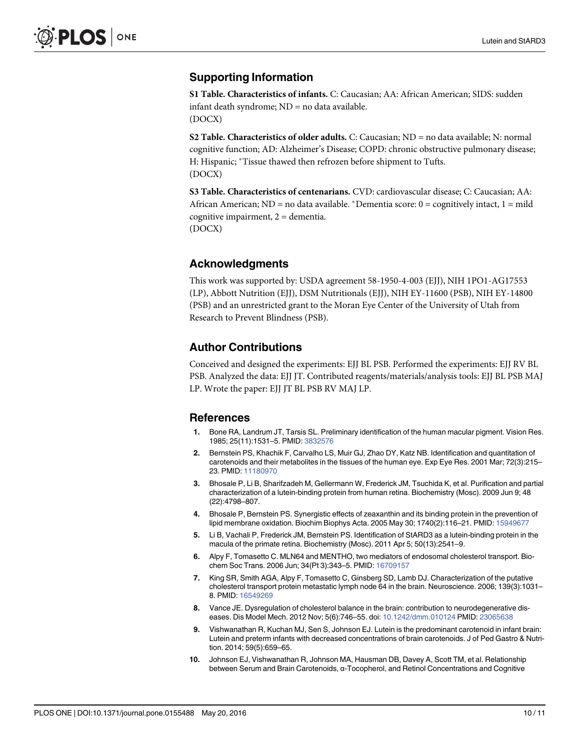## Supporting Information

**S1 Table. Characteristics of infants.** C: Caucasian; AA: African American; SIDS: sudden infant death syndrome; ND = no data available.
(DOCX)

**S2 Table. Characteristics of older adults.** C: Caucasian; ND = no data available; N: normal cognitive function; AD: Alzheimer's Disease; COPD: chronic obstructive pulmonary disease; H: Hispanic; *Tissue thawed then refrozen before shipment to Tufts.
(DOCX)

**S3 Table. Characteristics of centenarians.** CVD: cardiovascular disease; C: Caucasian; AA: African American; ND = no data available. *Dementia score: 0 = cognitively intact, 1 = mild cognitive impairment, 2 = dementia.
(DOCX)

## Acknowledgments

This work was supported by: USDA agreement 58-1950-4-003 (EJJ), NIH 1PO1-AG17553 (LP), Abbott Nutrition (EJJ), DSM Nutritionals (EJJ), NIH EY-11600 (PSB), NIH EY-14800 (PSB) and an unrestricted grant to the Moran Eye Center of the University of Utah from Research to Prevent Blindness (PSB).

## Author Contributions

Conceived and designed the experiments: EJJ BL PSB. Performed the experiments: EJJ RV BL PSB. Analyzed the data: EJJ JT. Contributed reagents/materials/analysis tools: EJJ BL PSB MAJ LP. Wrote the paper: EJJ JT BL PSB RV MAJ LP.

## References

1. Bone RA, Landrum JT, Tarsis SL. Preliminary identification of the human macular pigment. Vision Res. 1985; 25(11):1531–5. PMID: 3832576
2. Bernstein PS, Khachik F, Carvalho LS, Muir GJ, Zhao DY, Katz NB. Identification and quantitation of carotenoids and their metabolites in the tissues of the human eye. Exp Eye Res. 2001 Mar; 72(3):215–23. PMID: 11180970
3. Bhosale P, Li B, Sharifzadeh M, Gellermann W, Frederick JM, Tsuchida K, et al. Purification and partial characterization of a lutein-binding protein from human retina. Biochemistry (Mosc). 2009 Jun 9; 48 (22):4798–807.
4. Bhosale P, Bernstein PS. Synergistic effects of zeaxanthin and its binding protein in the prevention of lipid membrane oxidation. Biochim Biophys Acta. 2005 May 30; 1740(2):116–21. PMID: 15949677
5. Li B, Vachali P, Frederick JM, Bernstein PS. Identification of StARD3 as a lutein-binding protein in the macula of the primate retina. Biochemistry (Mosc). 2011 Apr 5; 50(13):2541–9.
6. Alpy F, Tomasetto C. MLN64 and MENTHO, two mediators of endosomal cholesterol transport. Biochem Soc Trans. 2006 Jun; 34(Pt 3):343–5. PMID: 16709157
7. King SR, Smith AGA, Alpy F, Tomasetto C, Ginsberg SD, Lamb DJ. Characterization of the putative cholesterol transport protein metastatic lymph node 64 in the brain. Neuroscience. 2006; 139(3):1031–8. PMID: 16549269
8. Vance JE. Dysregulation of cholesterol balance in the brain: contribution to neurodegenerative diseases. Dis Model Mech. 2012 Nov; 5(6):746–55. doi: 10.1242/dmm.010124 PMID: 23065638
9. Vishwanathan R, Kuchan MJ, Sen S, Johnson EJ. Lutein is the predominant carotenoid in infant brain: Lutein and preterm infants with decreased concentrations of brain carotenoids. J of Ped Gastro & Nutrition. 2014; 59(5):659–65.
10. Johnson EJ, Vishwanathan R, Johnson MA, Hausman DB, Davey A, Scott TM, et al. Relationship between Serum and Brain Carotenoids, α-Tocopherol, and Retinol Concentrations and Cognitive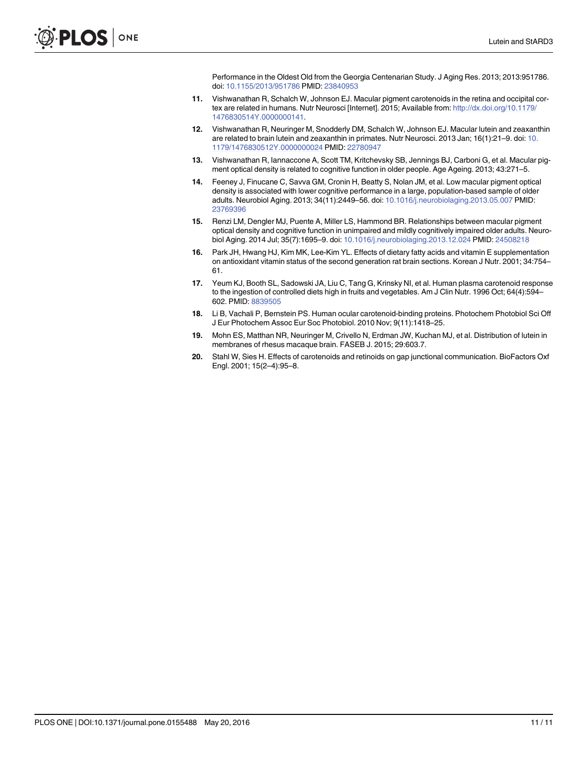Performance in the Oldest Old from the Georgia Centenarian Study. J Aging Res. 2013; 2013:951786. doi: 10.1155/2013/951786 PMID: 23840953

11. Vishwanathan R, Schalch W, Johnson EJ. Macular pigment carotenoids in the retina and occipital cortex are related in humans. Nutr Neurosci [Internet]. 2015; Available from: http://dx.doi.org/10.1179/1476830514Y.0000000141.
12. Vishwanathan R, Neuringer M, Snodderly DM, Schalch W, Johnson EJ. Macular lutein and zeaxanthin are related to brain lutein and zeaxanthin in primates. Nutr Neurosci. 2013 Jan; 16(1):21–9. doi: 10.1179/1476830512Y.0000000024 PMID: 22780947
13. Vishwanathan R, Iannaccone A, Scott TM, Kritchevsky SB, Jennings BJ, Carboni G, et al. Macular pigment optical density is related to cognitive function in older people. Age Ageing. 2013; 43:271–5.
14. Feeney J, Finucane C, Savva GM, Cronin H, Beatty S, Nolan JM, et al. Low macular pigment optical density is associated with lower cognitive performance in a large, population-based sample of older adults. Neurobiol Aging. 2013; 34(11):2449–56. doi: 10.1016/j.neurobiolaging.2013.05.007 PMID: 23769396
15. Renzi LM, Dengler MJ, Puente A, Miller LS, Hammond BR. Relationships between macular pigment optical density and cognitive function in unimpaired and mildly cognitively impaired older adults. Neurobiol Aging. 2014 Jul; 35(7):1695–9. doi: 10.1016/j.neurobiolaging.2013.12.024 PMID: 24508218
16. Park JH, Hwang HJ, Kim MK, Lee-Kim YL. Effects of dietary fatty acids and vitamin E supplementation on antioxidant vitamin status of the second generation rat brain sections. Korean J Nutr. 2001; 34:754–61.
17. Yeum KJ, Booth SL, Sadowski JA, Liu C, Tang G, Krinsky NI, et al. Human plasma carotenoid response to the ingestion of controlled diets high in fruits and vegetables. Am J Clin Nutr. 1996 Oct; 64(4):594–602. PMID: 8839505
18. Li B, Vachali P, Bernstein PS. Human ocular carotenoid-binding proteins. Photochem Photobiol Sci Off J Eur Photochem Assoc Eur Soc Photobiol. 2010 Nov; 9(11):1418–25.
19. Mohn ES, Matthan NR, Neuringer M, Crivello N, Erdman JW, Kuchan MJ, et al. Distribution of lutein in membranes of rhesus macaque brain. FASEB J. 2015; 29:603.7.
20. Stahl W, Sies H. Effects of carotenoids and retinoids on gap junctional communication. BioFactors Oxf Engl. 2001; 15(2–4):95–8.